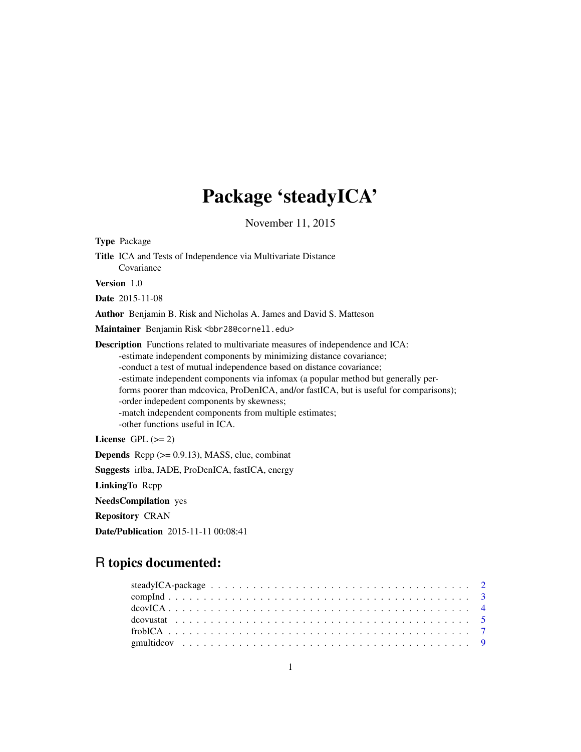# Package 'steadyICA'

November 11, 2015

**Type** Package

**Title** ICA and Tests of Independence via Multivariate Distance Covariance

**Version** 1.0

**Date** 2015-11-08

**Author** Benjamin B. Risk and Nicholas A. James and David S. Matteson

**Maintainer** Benjamin Risk <bbr28@cornell.edu>

**Description** Functions related to multivariate measures of independence and ICA:
-estimate independent components by minimizing distance covariance;
-conduct a test of mutual independence based on distance covariance;
-estimate independent components via infomax (a popular method but generally performs poorer than mdcovica, ProDenICA, and/or fastICA, but is useful for comparisons);
-order indepedent components by skewness;
-match independent components from multiple estimates;
-other functions useful in ICA.

**License** GPL (>= 2)

**Depends** Rcpp (>= 0.9.13), MASS, clue, combinat

**Suggests** irlba, JADE, ProDenICA, fastICA, energy

**LinkingTo** Rcpp

**NeedsCompilation** yes

**Repository** CRAN

**Date/Publication** 2015-11-11 00:08:41

## R topics documented:

steadyICA-package . . . . . . . . . . . . . . . . . . . . . . . . . . . . . . . . . . . . 2
compInd . . . . . . . . . . . . . . . . . . . . . . . . . . . . . . . . . . . . . . . . . . 3
dcovICA . . . . . . . . . . . . . . . . . . . . . . . . . . . . . . . . . . . . . . . . . . 4
dcovustat . . . . . . . . . . . . . . . . . . . . . . . . . . . . . . . . . . . . . . . . . 5
frobICA . . . . . . . . . . . . . . . . . . . . . . . . . . . . . . . . . . . . . . . . . . 7
gmultidcov . . . . . . . . . . . . . . . . . . . . . . . . . . . . . . . . . . . . . . . . 9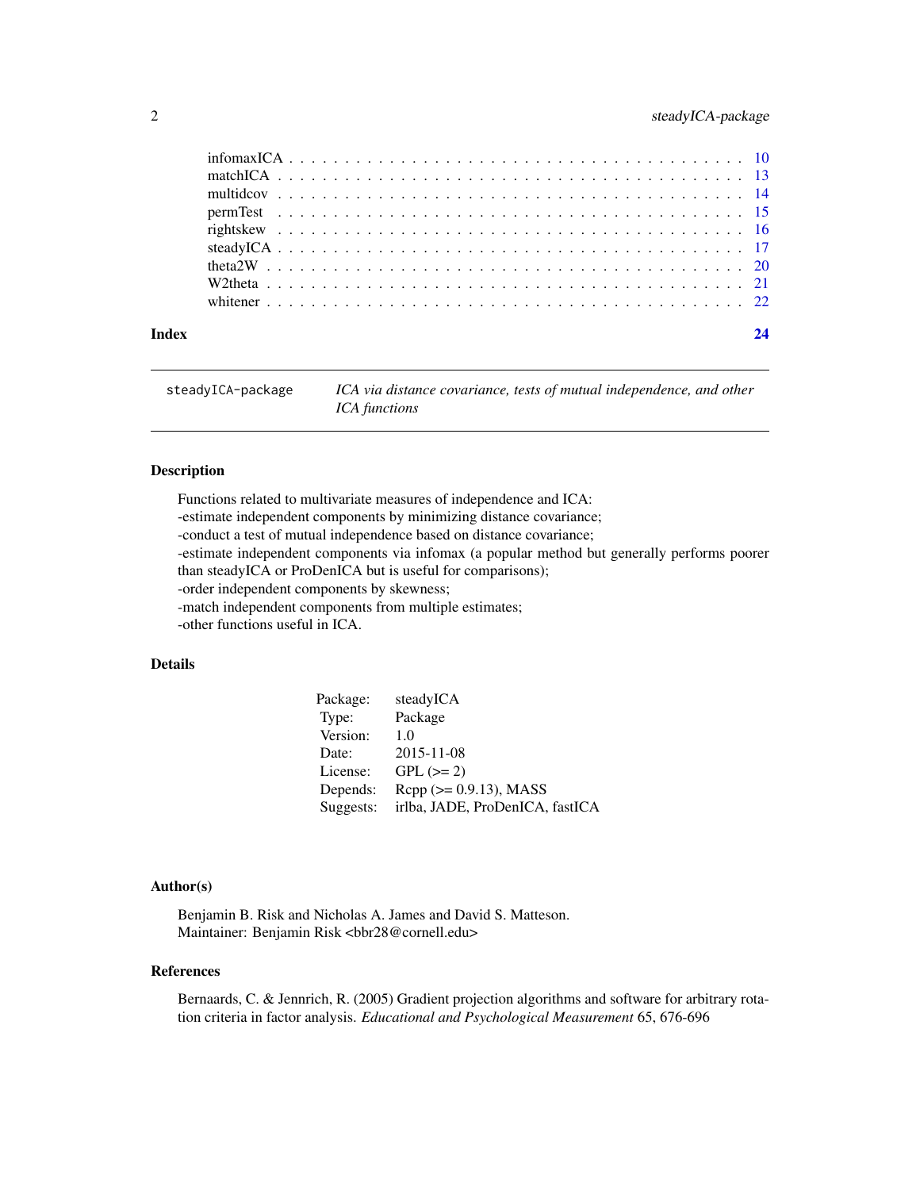infomaxICA . . . . . . . . . . . . . . . . . . . . . . . . . . . . . . . . . . . . . . . 10
matchICA . . . . . . . . . . . . . . . . . . . . . . . . . . . . . . . . . . . . . . . . 13
multidcov . . . . . . . . . . . . . . . . . . . . . . . . . . . . . . . . . . . . . . . . 14
permTest . . . . . . . . . . . . . . . . . . . . . . . . . . . . . . . . . . . . . . . . 15
rightskew . . . . . . . . . . . . . . . . . . . . . . . . . . . . . . . . . . . . . . . . 16
steadyICA . . . . . . . . . . . . . . . . . . . . . . . . . . . . . . . . . . . . . . . . 17
theta2W . . . . . . . . . . . . . . . . . . . . . . . . . . . . . . . . . . . . . . . . . 20
W2theta . . . . . . . . . . . . . . . . . . . . . . . . . . . . . . . . . . . . . . . . . 21
whitener . . . . . . . . . . . . . . . . . . . . . . . . . . . . . . . . . . . . . . . . . 22

**Index** **24**

---

`steadyICA-package` *ICA via distance covariance, tests of mutual independence, and other ICA functions*

---

## Description

Functions related to multivariate measures of independence and ICA:
-estimate independent components by minimizing distance covariance;
-conduct a test of mutual independence based on distance covariance;
-estimate independent components via infomax (a popular method but generally performs poorer than steadyICA or ProDenICA but is useful for comparisons);
-order independent components by skewness;
-match independent components from multiple estimates;
-other functions useful in ICA.

## Details

| | |
|---|---|
| Package: | steadyICA |
| Type: | Package |
| Version: | 1.0 |
| Date: | 2015-11-08 |
| License: | GPL (>= 2) |
| Depends: | Rcpp (>= 0.9.13), MASS |
| Suggests: | irlba, JADE, ProDenICA, fastICA |

## Author(s)

Benjamin B. Risk and Nicholas A. James and David S. Matteson.
Maintainer: Benjamin Risk <bbr28@cornell.edu>

## References

Bernaards, C. & Jennrich, R. (2005) Gradient projection algorithms and software for arbitrary rotation criteria in factor analysis. *Educational and Psychological Measurement* 65, 676-696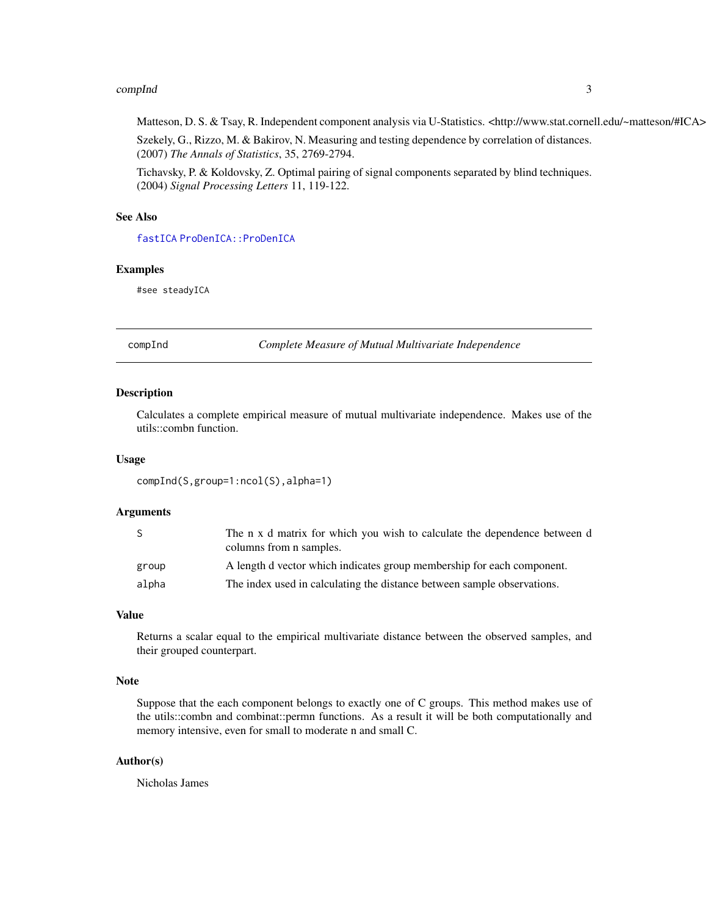Matteson, D. S. & Tsay, R. Independent component analysis via U-Statistics. <http://www.stat.cornell.edu/~matteson/#ICA>

Szekely, G., Rizzo, M. & Bakirov, N. Measuring and testing dependence by correlation of distances. (2007) *The Annals of Statistics*, 35, 2769-2794.

Tichavsky, P. & Koldovsky, Z. Optimal pairing of signal components separated by blind techniques. (2004) *Signal Processing Letters* 11, 119-122.

### See Also

`fastICA` `ProDenICA::ProDenICA`

### Examples

```
#see steadyICA
```

---

## compInd — *Complete Measure of Mutual Multivariate Independence*

### Description

Calculates a complete empirical measure of mutual multivariate independence. Makes use of the utils::combn function.

### Usage

```
compInd(S,group=1:ncol(S),alpha=1)
```

### Arguments

| | |
|---|---|
| S | The n x d matrix for which you wish to calculate the dependence between d columns from n samples. |
| group | A length d vector which indicates group membership for each component. |
| alpha | The index used in calculating the distance between sample observations. |

### Value

Returns a scalar equal to the empirical multivariate distance between the observed samples, and their grouped counterpart.

### Note

Suppose that the each component belongs to exactly one of C groups. This method makes use of the utils::combn and combinat::permn functions. As a result it will be both computationally and memory intensive, even for small to moderate n and small C.

### Author(s)

Nicholas James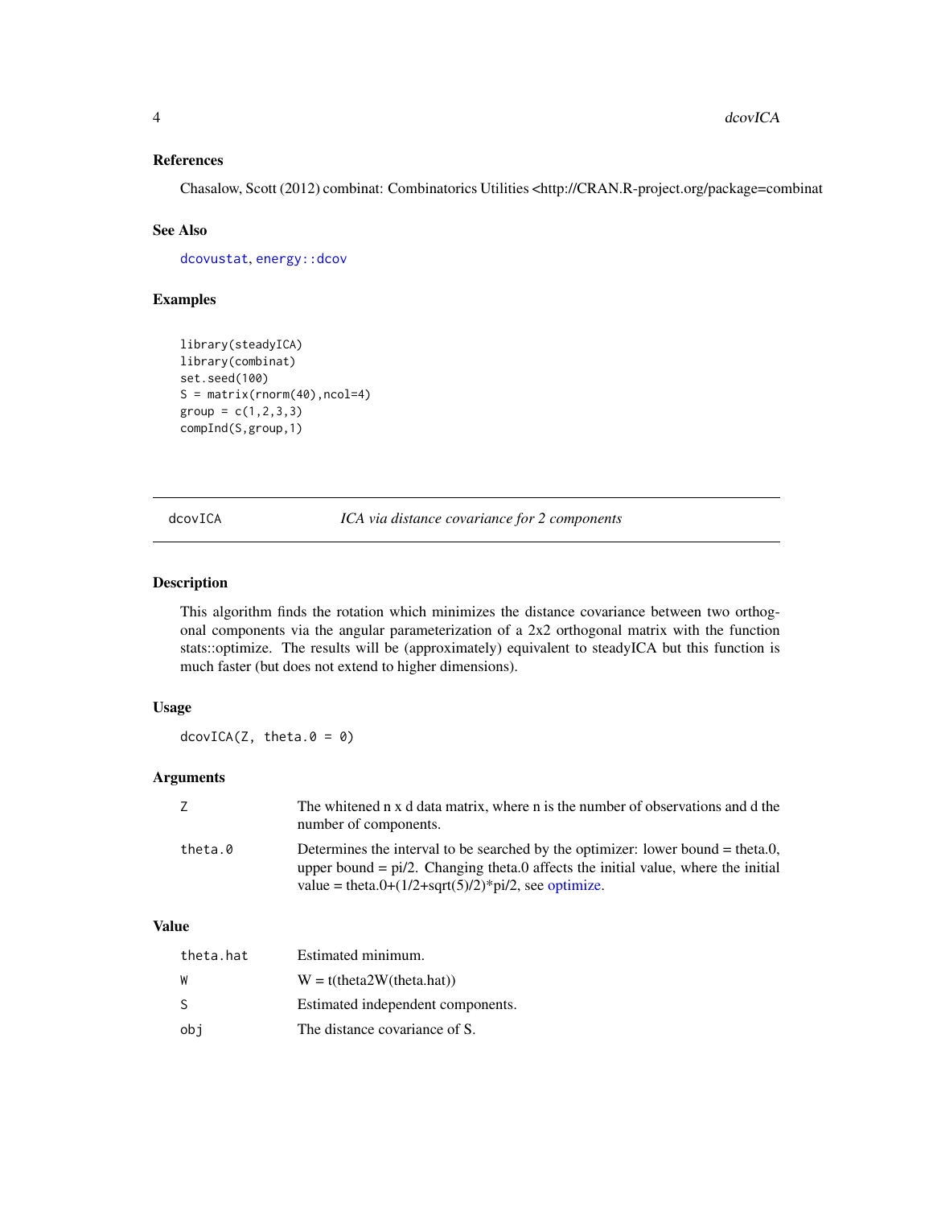### References

Chasalow, Scott (2012) combinat: Combinatorics Utilities <http://CRAN.R-project.org/package=combinat

### See Also

dcovustat, energy::dcov

### Examples

```
library(steadyICA)
library(combinat)
set.seed(100)
S = matrix(rnorm(40),ncol=4)
group = c(1,2,3,3)
compInd(S,group,1)
```

---

## dcovICA — *ICA via distance covariance for 2 components*

### Description

This algorithm finds the rotation which minimizes the distance covariance between two orthogonal components via the angular parameterization of a 2x2 orthogonal matrix with the function stats::optimize. The results will be (approximately) equivalent to steadyICA but this function is much faster (but does not extend to higher dimensions).

### Usage

```
dcovICA(Z, theta.0 = 0)
```

### Arguments

| | |
|---|---|
| Z | The whitened n x d data matrix, where n is the number of observations and d the number of components. |
| theta.0 | Determines the interval to be searched by the optimizer: lower bound = theta.0, upper bound = pi/2. Changing theta.0 affects the initial value, where the initial value = theta.0+(1/2+sqrt(5)/2)*pi/2, see optimize. |

### Value

| | |
|---|---|
| theta.hat | Estimated minimum. |
| W | W = t(theta2W(theta.hat)) |
| S | Estimated independent components. |
| obj | The distance covariance of S. |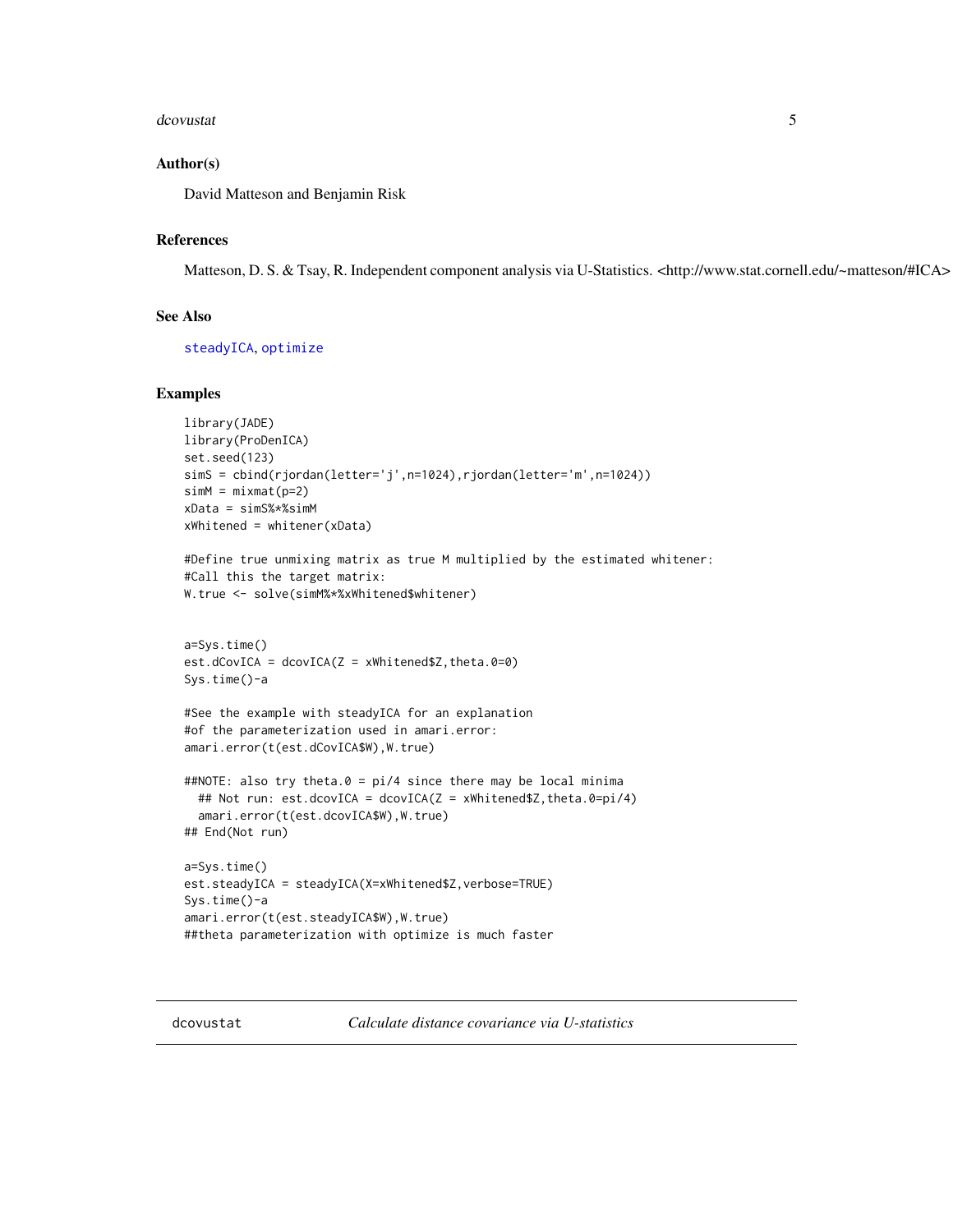## Author(s)

David Matteson and Benjamin Risk

## References

Matteson, D. S. & Tsay, R. Independent component analysis via U-Statistics. <http://www.stat.cornell.edu/~matteson/#ICA>

## See Also

steadyICA, optimize

## Examples

```
library(JADE)
library(ProDenICA)
set.seed(123)
simS = cbind(rjordan(letter='j',n=1024),rjordan(letter='m',n=1024))
simM = mixmat(p=2)
xData = simS%*%simM
xWhitened = whitener(xData)

#Define true unmixing matrix as true M multiplied by the estimated whitener:
#Call this the target matrix:
W.true <- solve(simM%*%xWhitened$whitener)


a=Sys.time()
est.dCovICA = dcovICA(Z = xWhitened$Z,theta.0=0)
Sys.time()-a

#See the example with steadyICA for an explanation
#of the parameterization used in amari.error:
amari.error(t(est.dCovICA$W),W.true)

##NOTE: also try theta.0 = pi/4 since there may be local minima
  ## Not run: est.dcovICA = dcovICA(Z = xWhitened$Z,theta.0=pi/4)
  amari.error(t(est.dcovICA$W),W.true)
## End(Not run)

a=Sys.time()
est.steadyICA = steadyICA(X=xWhitened$Z,verbose=TRUE)
Sys.time()-a
amari.error(t(est.steadyICA$W),W.true)
##theta parameterization with optimize is much faster
```

---

# dcovustat — *Calculate distance covariance via U-statistics*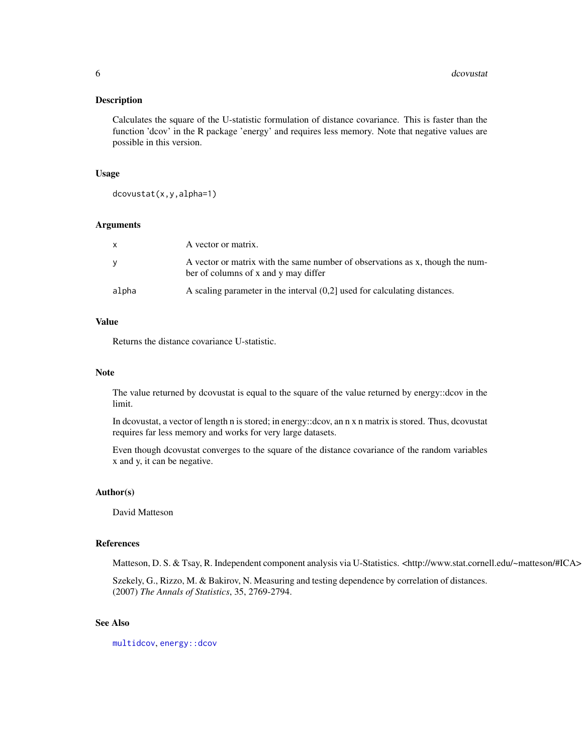## Description

Calculates the square of the U-statistic formulation of distance covariance. This is faster than the function 'dcov' in the R package 'energy' and requires less memory. Note that negative values are possible in this version.

## Usage

```
dcovustat(x,y,alpha=1)
```

## Arguments

| | |
|---|---|
| x | A vector or matrix. |
| y | A vector or matrix with the same number of observations as x, though the number of columns of x and y may differ |
| alpha | A scaling parameter in the interval (0,2] used for calculating distances. |

## Value

Returns the distance covariance U-statistic.

## Note

The value returned by dcovustat is equal to the square of the value returned by energy::dcov in the limit.

In dcovustat, a vector of length n is stored; in energy::dcov, an n x n matrix is stored. Thus, dcovustat requires far less memory and works for very large datasets.

Even though dcovustat converges to the square of the distance covariance of the random variables x and y, it can be negative.

## Author(s)

David Matteson

## References

Matteson, D. S. & Tsay, R. Independent component analysis via U-Statistics. <http://www.stat.cornell.edu/~matteson/#ICA>

Szekely, G., Rizzo, M. & Bakirov, N. Measuring and testing dependence by correlation of distances. (2007) *The Annals of Statistics*, 35, 2769-2794.

## See Also

multidcov, energy::dcov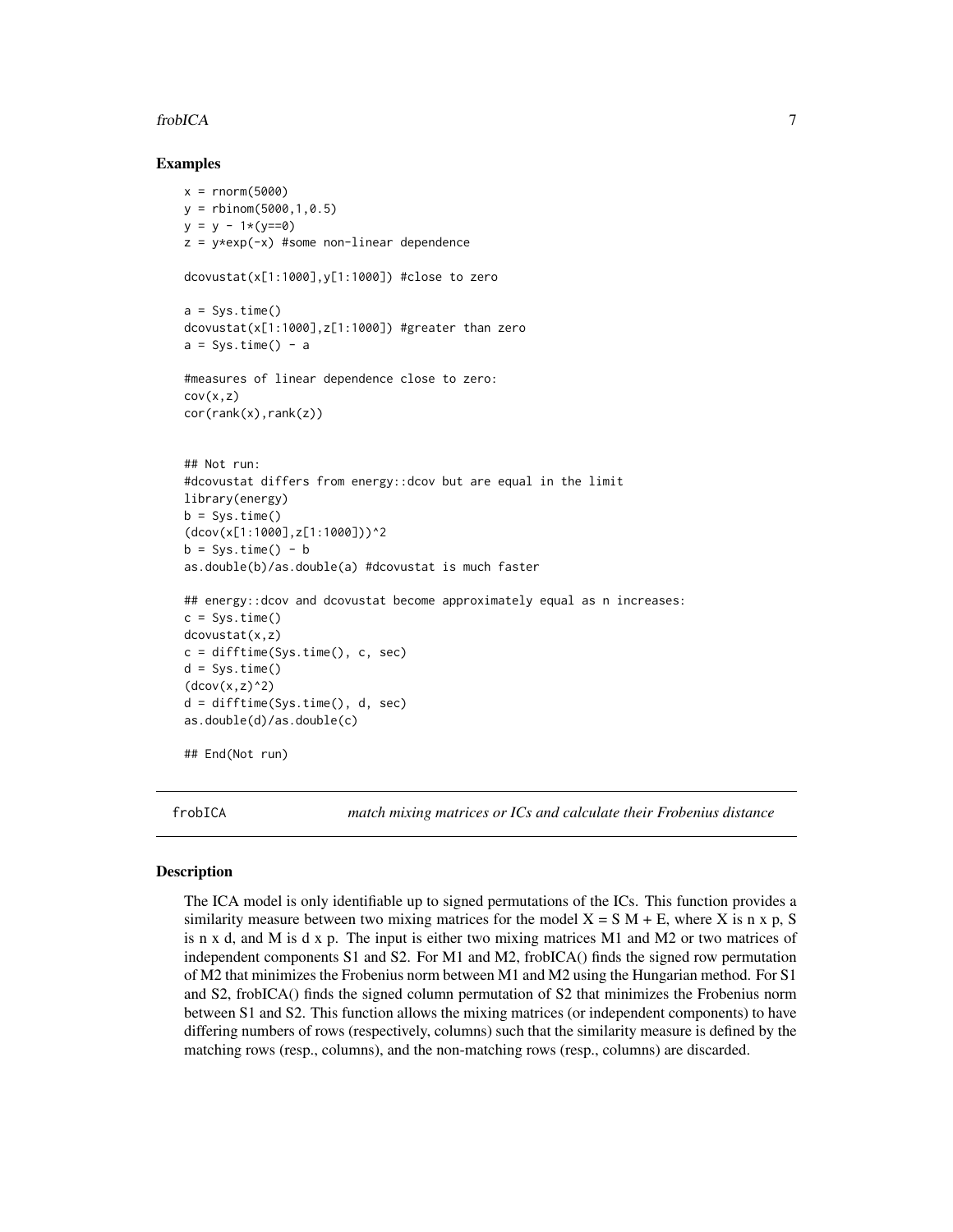### Examples

```
x = rnorm(5000)
y = rbinom(5000,1,0.5)
y = y - 1*(y==0)
z = y*exp(-x) #some non-linear dependence

dcovustat(x[1:1000],y[1:1000]) #close to zero

a = Sys.time()
dcovustat(x[1:1000],z[1:1000]) #greater than zero
a = Sys.time() - a

#measures of linear dependence close to zero:
cov(x,z)
cor(rank(x),rank(z))


## Not run:
#dcovustat differs from energy::dcov but are equal in the limit
library(energy)
b = Sys.time()
(dcov(x[1:1000],z[1:1000]))^2
b = Sys.time() - b
as.double(b)/as.double(a) #dcovustat is much faster

## energy::dcov and dcovustat become approximately equal as n increases:
c = Sys.time()
dcovustat(x,z)
c = difftime(Sys.time(), c, sec)
d = Sys.time()
(dcov(x,z)^2)
d = difftime(Sys.time(), d, sec)
as.double(d)/as.double(c)

## End(Not run)
```

## frobICA *match mixing matrices or ICs and calculate their Frobenius distance*

### Description

The ICA model is only identifiable up to signed permutations of the ICs. This function provides a similarity measure between two mixing matrices for the model X = S M + E, where X is n x p, S is n x d, and M is d x p. The input is either two mixing matrices M1 and M2 or two matrices of independent components S1 and S2. For M1 and M2, frobICA() finds the signed row permutation of M2 that minimizes the Frobenius norm between M1 and M2 using the Hungarian method. For S1 and S2, frobICA() finds the signed column permutation of S2 that minimizes the Frobenius norm between S1 and S2. This function allows the mixing matrices (or independent components) to have differing numbers of rows (respectively, columns) such that the similarity measure is defined by the matching rows (resp., columns), and the non-matching rows (resp., columns) are discarded.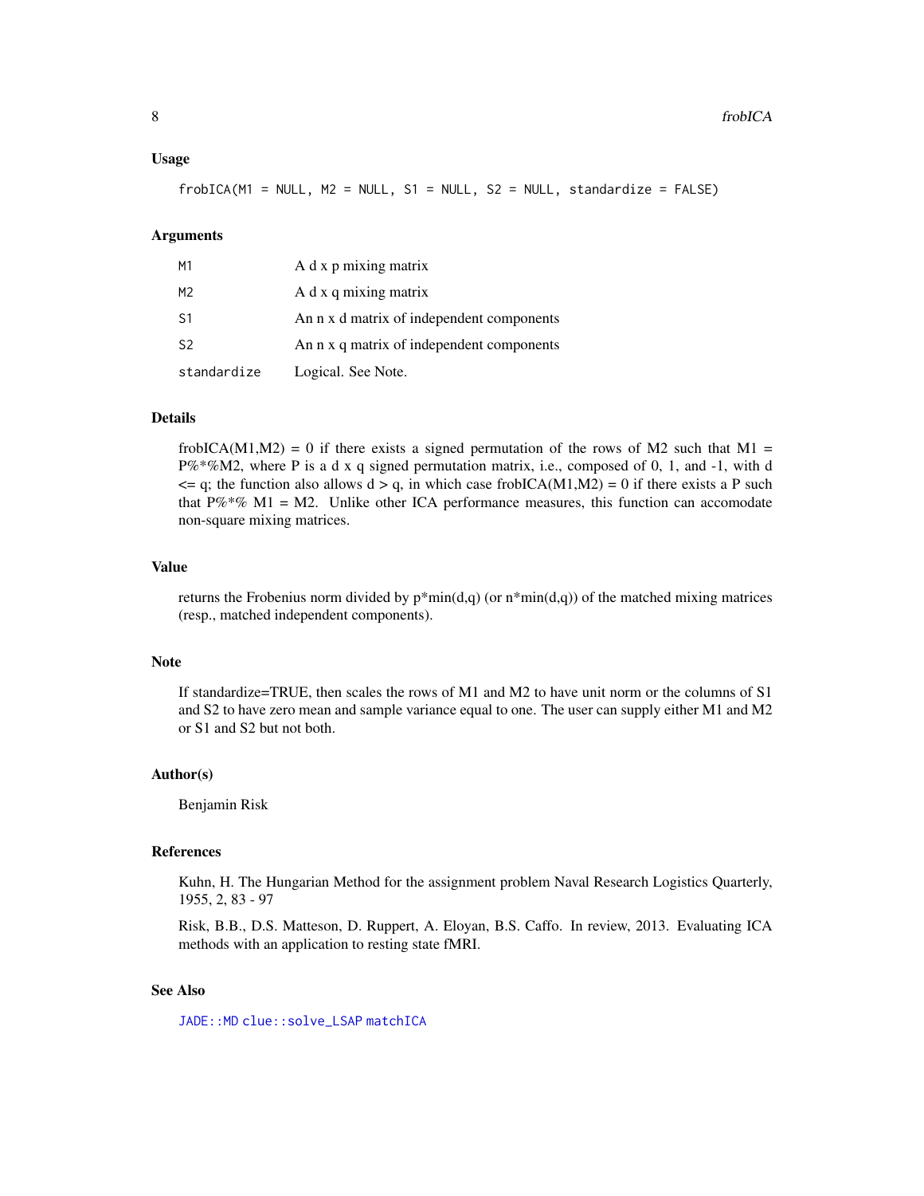### Usage

```
frobICA(M1 = NULL, M2 = NULL, S1 = NULL, S2 = NULL, standardize = FALSE)
```

### Arguments

| | |
|---|---|
| M1 | A d x p mixing matrix |
| M2 | A d x q mixing matrix |
| S1 | An n x d matrix of independent components |
| S2 | An n x q matrix of independent components |
| standardize | Logical. See Note. |

### Details

frobICA(M1,M2) = 0 if there exists a signed permutation of the rows of M2 such that M1 = P%*%M2, where P is a d x q signed permutation matrix, i.e., composed of 0, 1, and -1, with d <= q; the function also allows d > q, in which case frobICA(M1,M2) = 0 if there exists a P such that P%*% M1 = M2. Unlike other ICA performance measures, this function can accomodate non-square mixing matrices.

### Value

returns the Frobenius norm divided by p*min(d,q) (or n*min(d,q)) of the matched mixing matrices (resp., matched independent components).

### Note

If standardize=TRUE, then scales the rows of M1 and M2 to have unit norm or the columns of S1 and S2 to have zero mean and sample variance equal to one. The user can supply either M1 and M2 or S1 and S2 but not both.

### Author(s)

Benjamin Risk

### References

Kuhn, H. The Hungarian Method for the assignment problem Naval Research Logistics Quarterly, 1955, 2, 83 - 97

Risk, B.B., D.S. Matteson, D. Ruppert, A. Eloyan, B.S. Caffo. In review, 2013. Evaluating ICA methods with an application to resting state fMRI.

### See Also

`JADE::MD` `clue::solve_LSAP` `matchICA`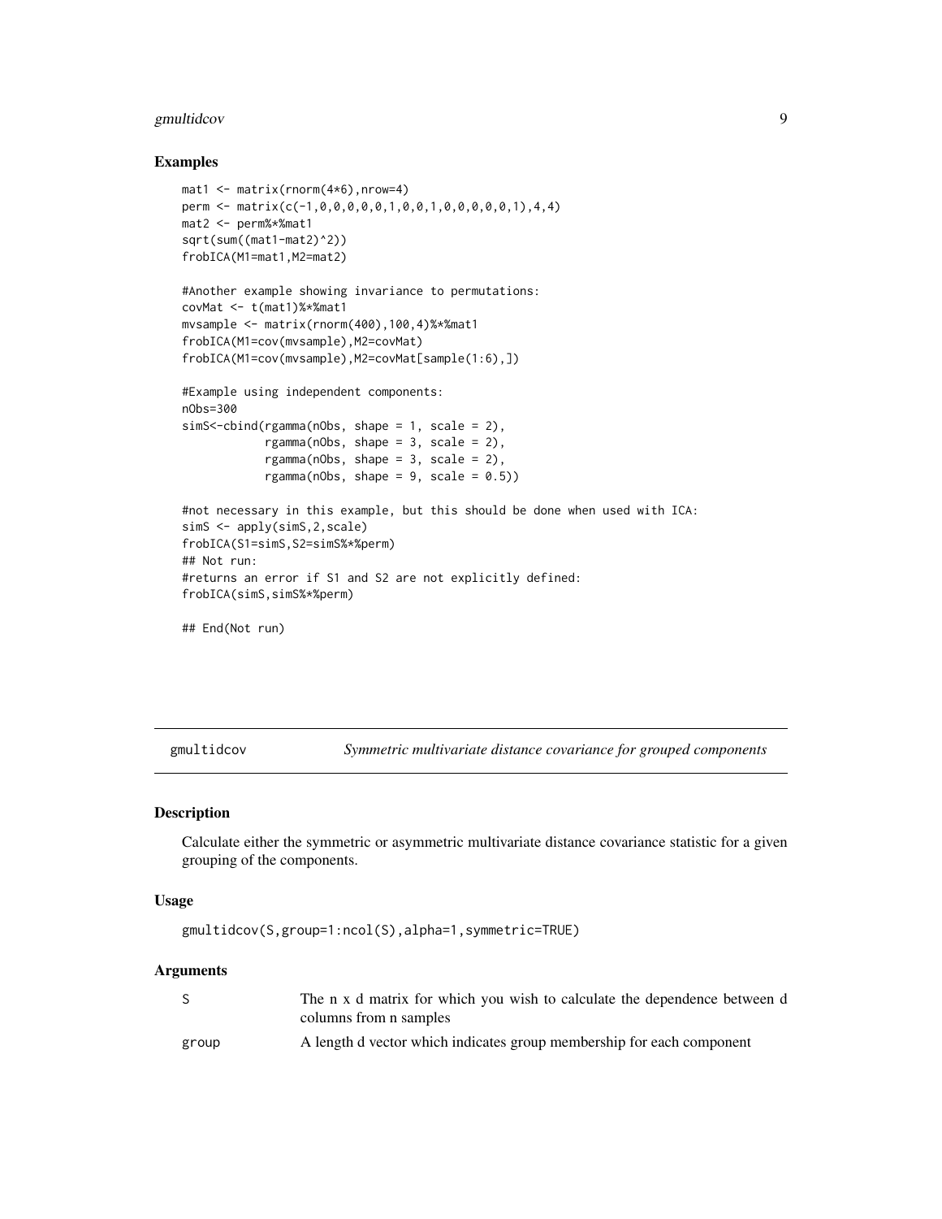### Examples

```
mat1 <- matrix(rnorm(4*6),nrow=4)
perm <- matrix(c(-1,0,0,0,0,0,1,0,0,1,0,0,0,0,0,1),4,4)
mat2 <- perm%*%mat1
sqrt(sum((mat1-mat2)^2))
frobICA(M1=mat1,M2=mat2)

#Another example showing invariance to permutations:
covMat <- t(mat1)%*%mat1
mvsample <- matrix(rnorm(400),100,4)%*%mat1
frobICA(M1=cov(mvsample),M2=covMat)
frobICA(M1=cov(mvsample),M2=covMat[sample(1:6),])

#Example using independent components:
nObs=300
simS<-cbind(rgamma(nObs, shape = 1, scale = 2),
            rgamma(nObs, shape = 3, scale = 2),
            rgamma(nObs, shape = 3, scale = 2),
            rgamma(nObs, shape = 9, scale = 0.5))

#not necessary in this example, but this should be done when used with ICA:
simS <- apply(simS,2,scale)
frobICA(S1=simS,S2=simS%*%perm)
## Not run:
#returns an error if S1 and S2 are not explicitly defined:
frobICA(simS,simS%*%perm)

## End(Not run)
```

---

## gmultidcov — *Symmetric multivariate distance covariance for grouped components*

### Description

Calculate either the symmetric or asymmetric multivariate distance covariance statistic for a given grouping of the components.

### Usage

```
gmultidcov(S,group=1:ncol(S),alpha=1,symmetric=TRUE)
```

### Arguments

| | |
|---|---|
| S | The n x d matrix for which you wish to calculate the dependence between d columns from n samples |
| group | A length d vector which indicates group membership for each component |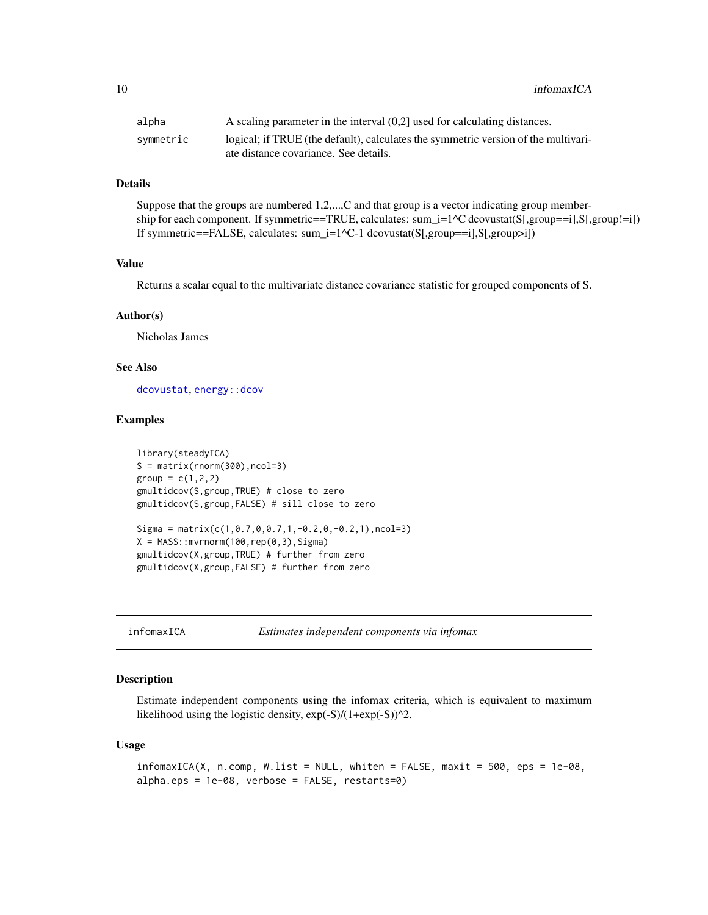| | |
|---|---|
| alpha | A scaling parameter in the interval (0,2] used for calculating distances. |
| symmetric | logical; if TRUE (the default), calculates the symmetric version of the multivariate distance covariance. See details. |

### Details

Suppose that the groups are numbered 1,2,...,C and that group is a vector indicating group membership for each component. If symmetric==TRUE, calculates: sum_i=1^C dcovustat(S[,group==i],S[,group!=i]) If symmetric==FALSE, calculates: sum_i=1^C-1 dcovustat(S[,group==i],S[,group>i])

### Value

Returns a scalar equal to the multivariate distance covariance statistic for grouped components of S.

### Author(s)

Nicholas James

### See Also

dcovustat, energy::dcov

### Examples

```
library(steadyICA)
S = matrix(rnorm(300),ncol=3)
group = c(1,2,2)
gmultidcov(S,group,TRUE) # close to zero
gmultidcov(S,group,FALSE) # sill close to zero

Sigma = matrix(c(1,0.7,0,0.7,1,-0.2,0,-0.2,1),ncol=3)
X = MASS::mvrnorm(100,rep(0,3),Sigma)
gmultidcov(X,group,TRUE) # further from zero
gmultidcov(X,group,FALSE) # further from zero
```

---

## infomaxICA *Estimates independent components via infomax*

### Description

Estimate independent components using the infomax criteria, which is equivalent to maximum likelihood using the logistic density, exp(-S)/(1+exp(-S))^2.

### Usage

```
infomaxICA(X, n.comp, W.list = NULL, whiten = FALSE, maxit = 500, eps = 1e-08,
alpha.eps = 1e-08, verbose = FALSE, restarts=0)
```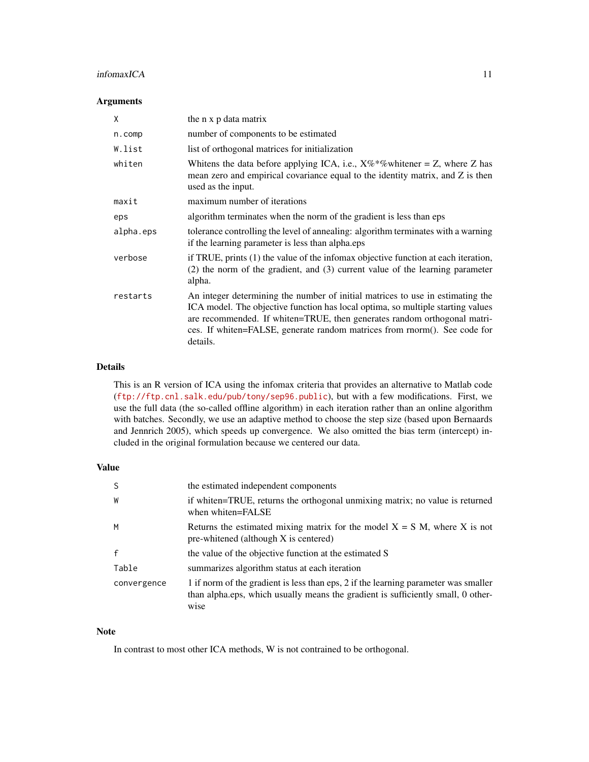### Arguments

| | |
|---|---|
| X | the n x p data matrix |
| n.comp | number of components to be estimated |
| W.list | list of orthogonal matrices for initialization |
| whiten | Whitens the data before applying ICA, i.e., X%*%whitener = Z, where Z has mean zero and empirical covariance equal to the identity matrix, and Z is then used as the input. |
| maxit | maximum number of iterations |
| eps | algorithm terminates when the norm of the gradient is less than eps |
| alpha.eps | tolerance controlling the level of annealing: algorithm terminates with a warning if the learning parameter is less than alpha.eps |
| verbose | if TRUE, prints (1) the value of the infomax objective function at each iteration, (2) the norm of the gradient, and (3) current value of the learning parameter alpha. |
| restarts | An integer determining the number of initial matrices to use in estimating the ICA model. The objective function has local optima, so multiple starting values are recommended. If whiten=TRUE, then generates random orthogonal matrices. If whiten=FALSE, generate random matrices from rnorm(). See code for details. |

### Details

This is an R version of ICA using the infomax criteria that provides an alternative to Matlab code (ftp://ftp.cnl.salk.edu/pub/tony/sep96.public), but with a few modifications. First, we use the full data (the so-called offline algorithm) in each iteration rather than an online algorithm with batches. Secondly, we use an adaptive method to choose the step size (based upon Bernaards and Jennrich 2005), which speeds up convergence. We also omitted the bias term (intercept) included in the original formulation because we centered our data.

### Value

| | |
|---|---|
| S | the estimated independent components |
| W | if whiten=TRUE, returns the orthogonal unmixing matrix; no value is returned when whiten=FALSE |
| M | Returns the estimated mixing matrix for the model X = S M, where X is not pre-whitened (although X is centered) |
| f | the value of the objective function at the estimated S |
| Table | summarizes algorithm status at each iteration |
| convergence | 1 if norm of the gradient is less than eps, 2 if the learning parameter was smaller than alpha.eps, which usually means the gradient is sufficiently small, 0 otherwise |

### Note

In contrast to most other ICA methods, W is not contrained to be orthogonal.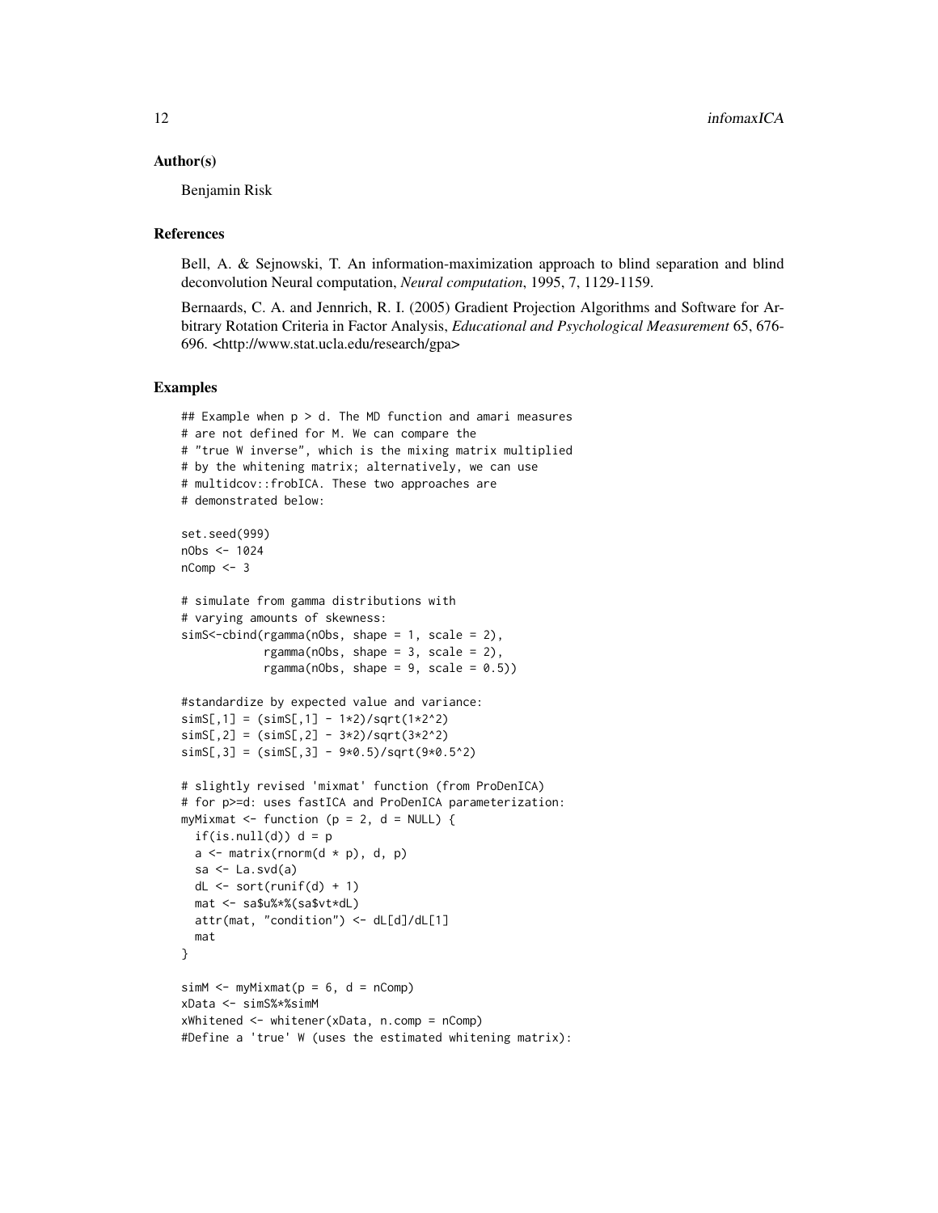### Author(s)

Benjamin Risk

### References

Bell, A. & Sejnowski, T. An information-maximization approach to blind separation and blind deconvolution Neural computation, *Neural computation*, 1995, 7, 1129-1159.

Bernaards, C. A. and Jennrich, R. I. (2005) Gradient Projection Algorithms and Software for Arbitrary Rotation Criteria in Factor Analysis, *Educational and Psychological Measurement* 65, 676-696. <http://www.stat.ucla.edu/research/gpa>

### Examples

```
## Example when p > d. The MD function and amari measures
# are not defined for M. We can compare the
# "true W inverse", which is the mixing matrix multiplied
# by the whitening matrix; alternatively, we can use
# multidcov::frobICA. These two approaches are
# demonstrated below:

set.seed(999)
nObs <- 1024
nComp <- 3

# simulate from gamma distributions with
# varying amounts of skewness:
simS<-cbind(rgamma(nObs, shape = 1, scale = 2),
            rgamma(nObs, shape = 3, scale = 2),
            rgamma(nObs, shape = 9, scale = 0.5))

#standardize by expected value and variance:
simS[,1] = (simS[,1] - 1*2)/sqrt(1*2^2)
simS[,2] = (simS[,2] - 3*2)/sqrt(3*2^2)
simS[,3] = (simS[,3] - 9*0.5)/sqrt(9*0.5^2)

# slightly revised 'mixmat' function (from ProDenICA)
# for p>=d: uses fastICA and ProDenICA parameterization:
myMixmat <- function (p = 2, d = NULL) {
  if(is.null(d)) d = p
  a <- matrix(rnorm(d * p), d, p)
  sa <- La.svd(a)
  dL <- sort(runif(d) + 1)
  mat <- sa$u%*%(sa$vt*dL)
  attr(mat, "condition") <- dL[d]/dL[1]
  mat
}

simM <- myMixmat(p = 6, d = nComp)
xData <- simS%*%simM
xWhitened <- whitener(xData, n.comp = nComp)
#Define a 'true' W (uses the estimated whitening matrix):
```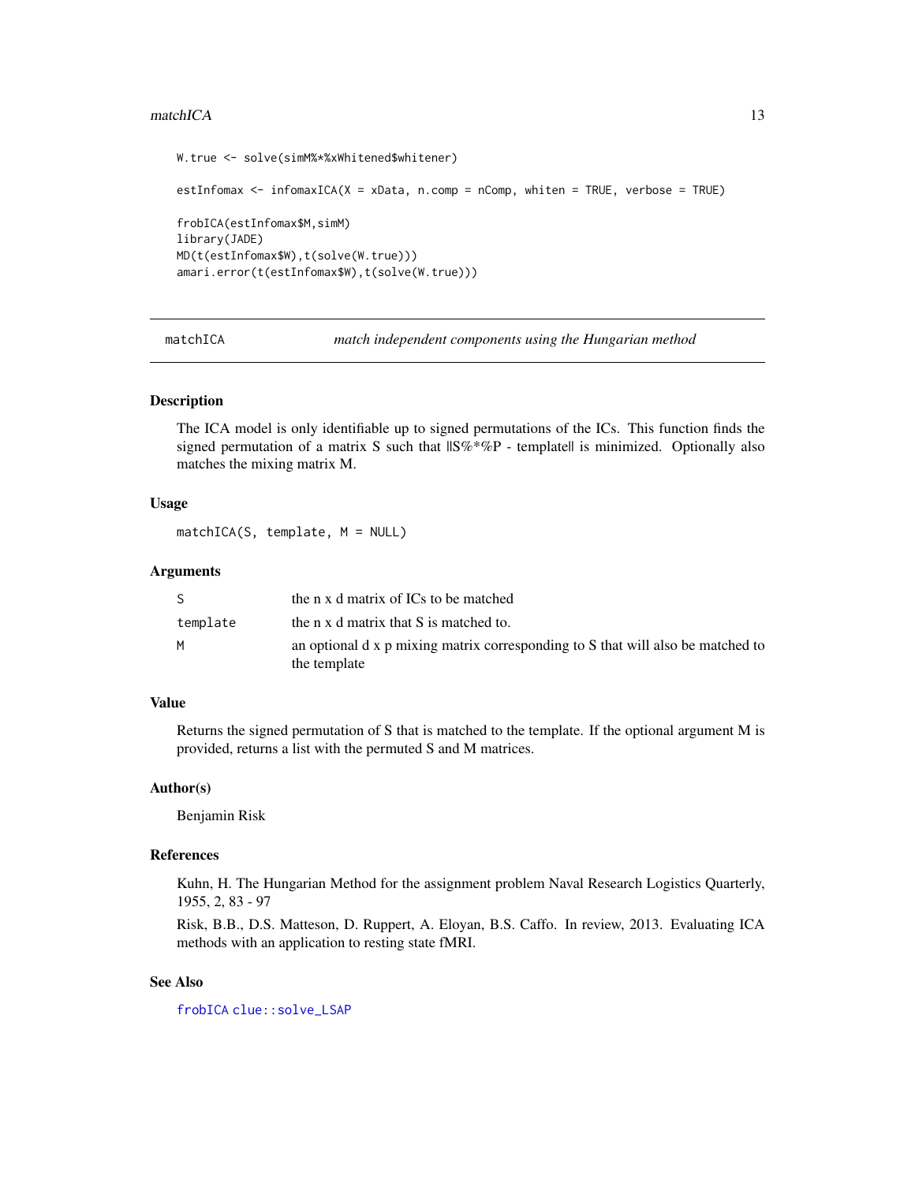```
W.true <- solve(simM%*%xWhitened$whitener)

estInfomax <- infomaxICA(X = xData, n.comp = nComp, whiten = TRUE, verbose = TRUE)

frobICA(estInfomax$M,simM)
library(JADE)
MD(t(estInfomax$W),t(solve(W.true)))
amari.error(t(estInfomax$W),t(solve(W.true)))
```

---

## matchICA — *match independent components using the Hungarian method*

### Description

The ICA model is only identifiable up to signed permutations of the ICs. This function finds the signed permutation of a matrix S such that ||S%*%P - template|| is minimized. Optionally also matches the mixing matrix M.

### Usage

```
matchICA(S, template, M = NULL)
```

### Arguments

| | |
|---|---|
| `S` | the n x d matrix of ICs to be matched |
| `template` | the n x d matrix that S is matched to. |
| `M` | an optional d x p mixing matrix corresponding to S that will also be matched to the template |

### Value

Returns the signed permutation of S that is matched to the template. If the optional argument M is provided, returns a list with the permuted S and M matrices.

### Author(s)

Benjamin Risk

### References

Kuhn, H. The Hungarian Method for the assignment problem Naval Research Logistics Quarterly, 1955, 2, 83 - 97

Risk, B.B., D.S. Matteson, D. Ruppert, A. Eloyan, B.S. Caffo. In review, 2013. Evaluating ICA methods with an application to resting state fMRI.

### See Also

`frobICA` `clue::solve_LSAP`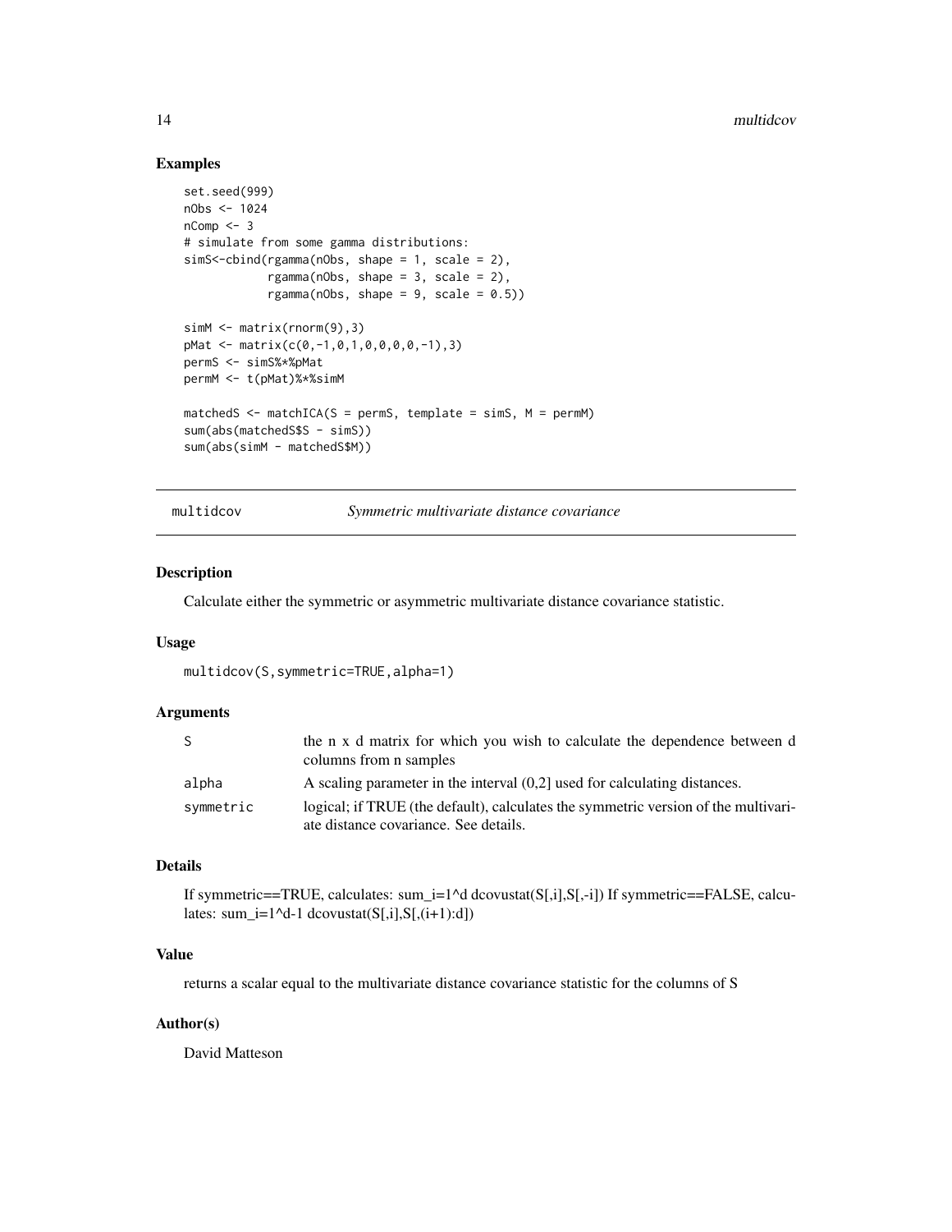## Examples

```
set.seed(999)
nObs <- 1024
nComp <- 3
# simulate from some gamma distributions:
simS<-cbind(rgamma(nObs, shape = 1, scale = 2),
            rgamma(nObs, shape = 3, scale = 2),
            rgamma(nObs, shape = 9, scale = 0.5))

simM <- matrix(rnorm(9),3)
pMat <- matrix(c(0,-1,0,1,0,0,0,0,-1),3)
permS <- simS%*%pMat
permM <- t(pMat)%*%simM

matchedS <- matchICA(S = permS, template = simS, M = permM)
sum(abs(matchedS$S - simS))
sum(abs(simM - matchedS$M))
```

---

# multidcov — *Symmetric multivariate distance covariance*

## Description

Calculate either the symmetric or asymmetric multivariate distance covariance statistic.

## Usage

```
multidcov(S,symmetric=TRUE,alpha=1)
```

## Arguments

| | |
|---|---|
| S | the n x d matrix for which you wish to calculate the dependence between d columns from n samples |
| alpha | A scaling parameter in the interval (0,2] used for calculating distances. |
| symmetric | logical; if TRUE (the default), calculates the symmetric version of the multivariate distance covariance. See details. |

## Details

If symmetric==TRUE, calculates: sum_i=1^d dcovustat(S[,i],S[,-i]) If symmetric==FALSE, calculates: sum_i=1^d-1 dcovustat(S[,i],S[,(i+1):d])

## Value

returns a scalar equal to the multivariate distance covariance statistic for the columns of S

## Author(s)

David Matteson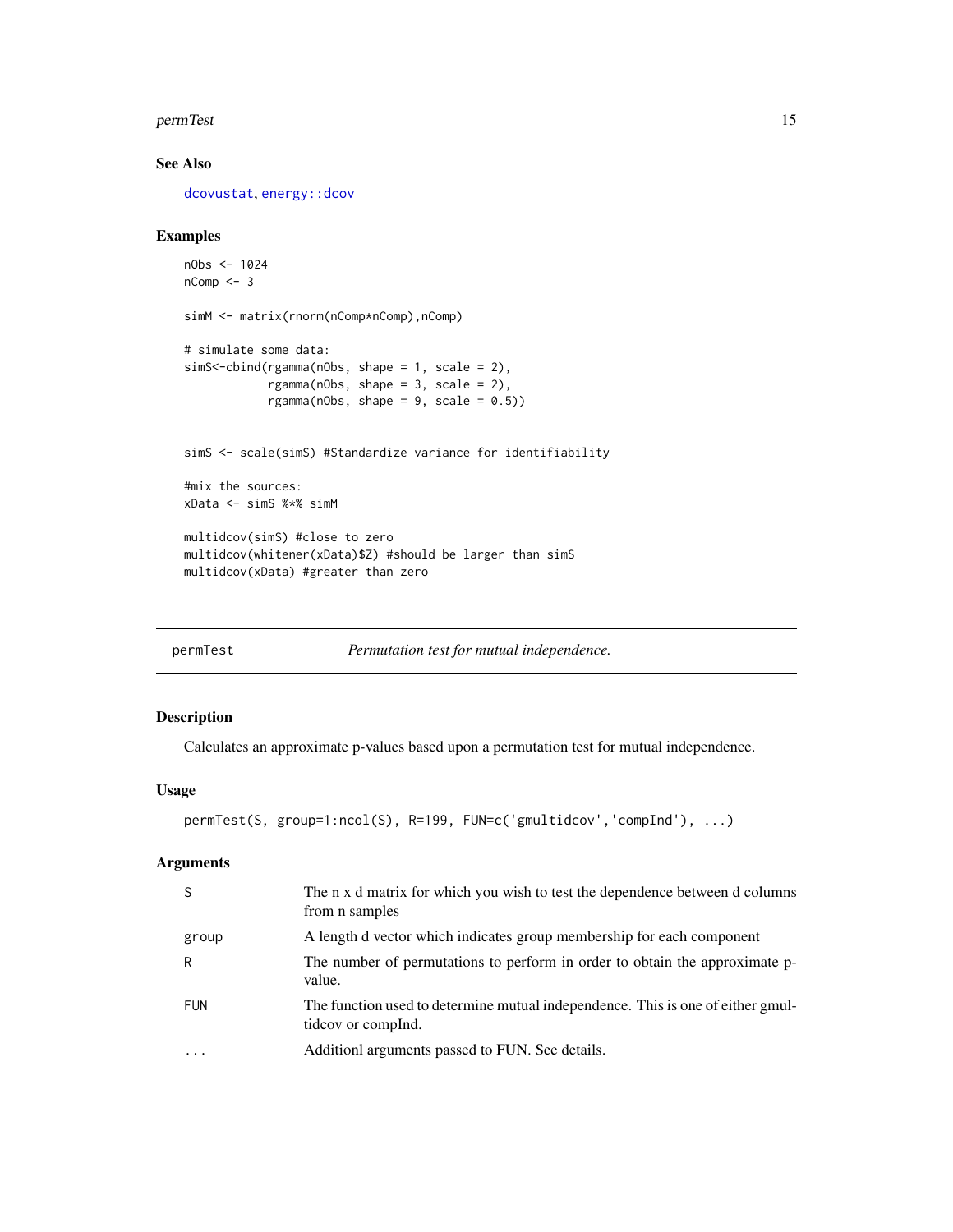### See Also

dcovustat, energy::dcov

### Examples

```
nObs <- 1024
nComp <- 3

simM <- matrix(rnorm(nComp*nComp),nComp)

# simulate some data:
simS<-cbind(rgamma(nObs, shape = 1, scale = 2),
            rgamma(nObs, shape = 3, scale = 2),
            rgamma(nObs, shape = 9, scale = 0.5))


simS <- scale(simS) #Standardize variance for identifiability

#mix the sources:
xData <- simS %*% simM

multidcov(simS) #close to zero
multidcov(whitener(xData)$Z) #should be larger than simS
multidcov(xData) #greater than zero
```

---

## permTest *Permutation test for mutual independence.*

### Description

Calculates an approximate p-values based upon a permutation test for mutual independence.

### Usage

```
permTest(S, group=1:ncol(S), R=199, FUN=c('gmultidcov','compInd'), ...)
```

### Arguments

| | |
|---|---|
| S | The n x d matrix for which you wish to test the dependence between d columns from n samples |
| group | A length d vector which indicates group membership for each component |
| R | The number of permutations to perform in order to obtain the approximate p-value. |
| FUN | The function used to determine mutual independence. This is one of either gmultidcov or compInd. |
| ... | Additionl arguments passed to FUN. See details. |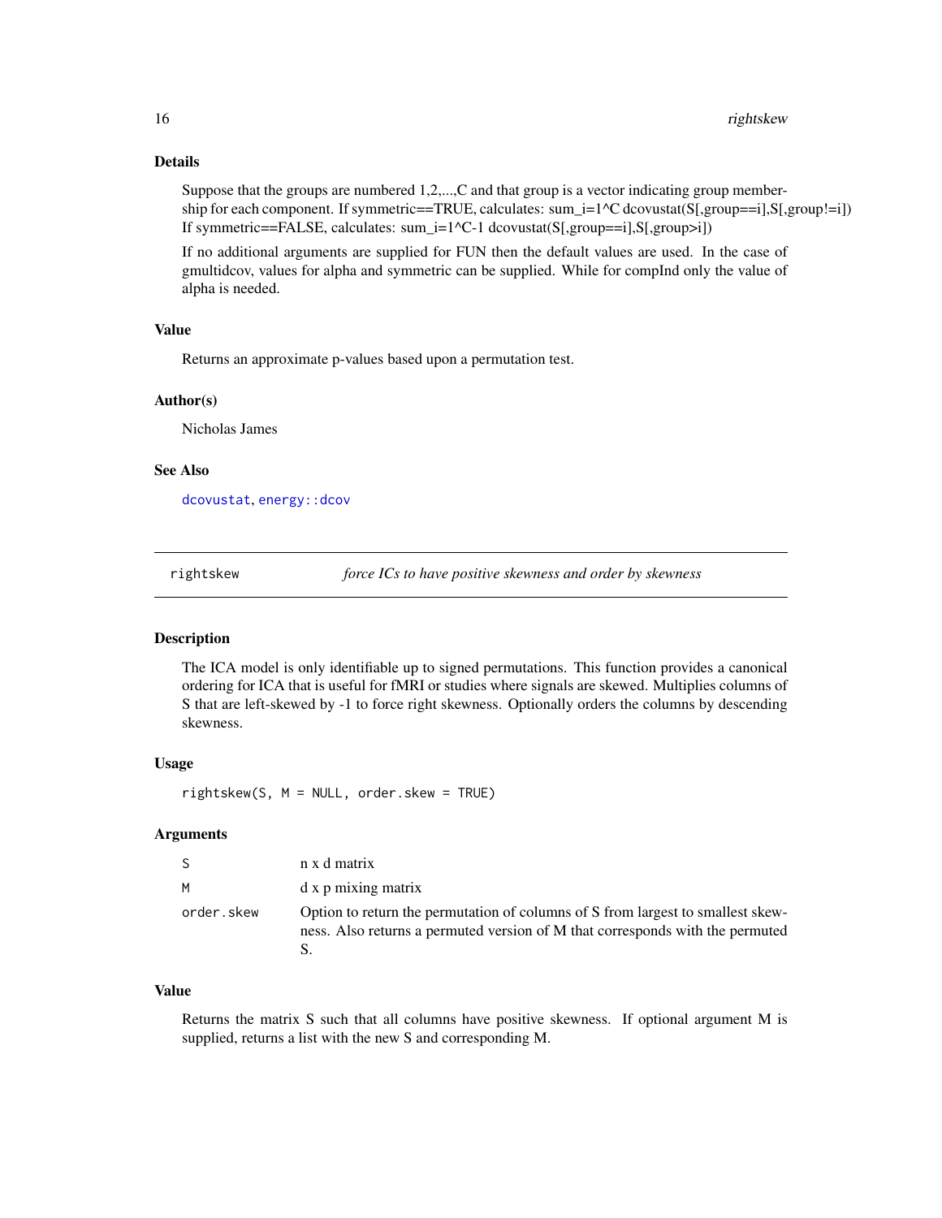### Details

Suppose that the groups are numbered 1,2,...,C and that group is a vector indicating group membership for each component. If symmetric==TRUE, calculates: sum_i=1^C dcovustat(S[,group==i],S[,group!=i]) If symmetric==FALSE, calculates: sum_i=1^C-1 dcovustat(S[,group==i],S[,group>i])

If no additional arguments are supplied for FUN then the default values are used. In the case of gmultidcov, values for alpha and symmetric can be supplied. While for compInd only the value of alpha is needed.

### Value

Returns an approximate p-values based upon a permutation test.

### Author(s)

Nicholas James

### See Also

`dcovustat`, `energy::dcov`

---

## rightskew — *force ICs to have positive skewness and order by skewness*

### Description

The ICA model is only identifiable up to signed permutations. This function provides a canonical ordering for ICA that is useful for fMRI or studies where signals are skewed. Multiplies columns of S that are left-skewed by -1 to force right skewness. Optionally orders the columns by descending skewness.

### Usage

```
rightskew(S, M = NULL, order.skew = TRUE)
```

### Arguments

| | |
|---|---|
| `S` | n x d matrix |
| `M` | d x p mixing matrix |
| `order.skew` | Option to return the permutation of columns of S from largest to smallest skewness. Also returns a permuted version of M that corresponds with the permuted S. |

### Value

Returns the matrix S such that all columns have positive skewness. If optional argument M is supplied, returns a list with the new S and corresponding M.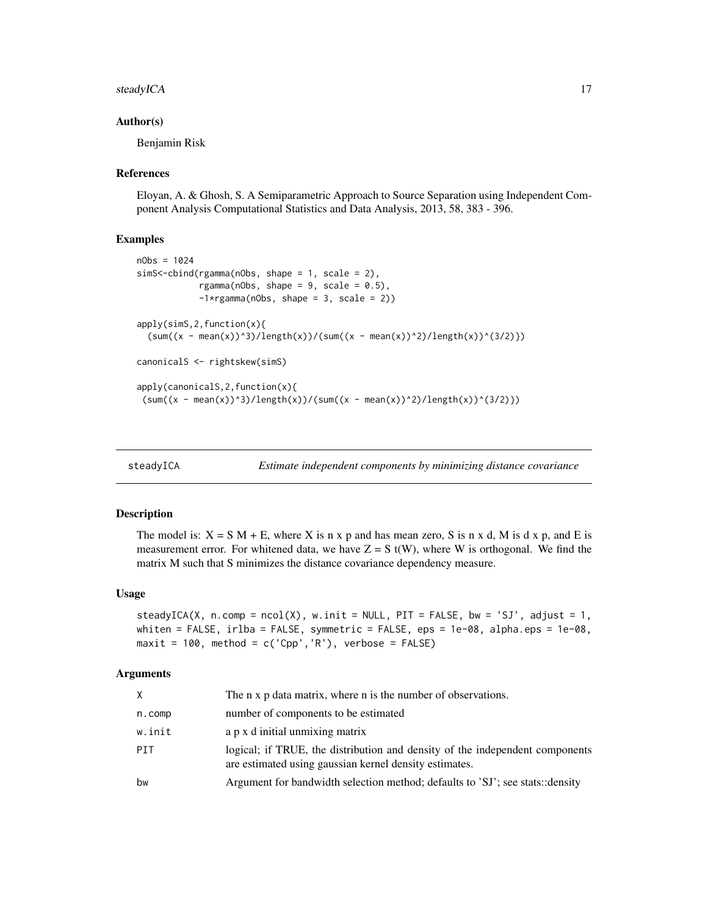## Author(s)

Benjamin Risk

## References

Eloyan, A. & Ghosh, S. A Semiparametric Approach to Source Separation using Independent Component Analysis Computational Statistics and Data Analysis, 2013, 58, 383 - 396.

## Examples

```
nObs = 1024
simS<-cbind(rgamma(nObs, shape = 1, scale = 2),
            rgamma(nObs, shape = 9, scale = 0.5),
            -1*rgamma(nObs, shape = 3, scale = 2))

apply(simS,2,function(x){
  (sum((x - mean(x))^3)/length(x))/(sum((x - mean(x))^2)/length(x))^(3/2)})

canonicalS <- rightskew(simS)

apply(canonicalS,2,function(x){
 (sum((x - mean(x))^3)/length(x))/(sum((x - mean(x))^2)/length(x))^(3/2)})
```

---

# steadyICA — *Estimate independent components by minimizing distance covariance*

## Description

The model is: X = S M + E, where X is n x p and has mean zero, S is n x d, M is d x p, and E is measurement error. For whitened data, we have Z = S t(W), where W is orthogonal. We find the matrix M such that S minimizes the distance covariance dependency measure.

## Usage

```
steadyICA(X, n.comp = ncol(X), w.init = NULL, PIT = FALSE, bw = 'SJ', adjust = 1,
whiten = FALSE, irlba = FALSE, symmetric = FALSE, eps = 1e-08, alpha.eps = 1e-08,
maxit = 100, method = c('Cpp','R'), verbose = FALSE)
```

## Arguments

| | |
|---|---|
| X | The n x p data matrix, where n is the number of observations. |
| n.comp | number of components to be estimated |
| w.init | a p x d initial unmixing matrix |
| PIT | logical; if TRUE, the distribution and density of the independent components are estimated using gaussian kernel density estimates. |
| bw | Argument for bandwidth selection method; defaults to 'SJ'; see stats::density |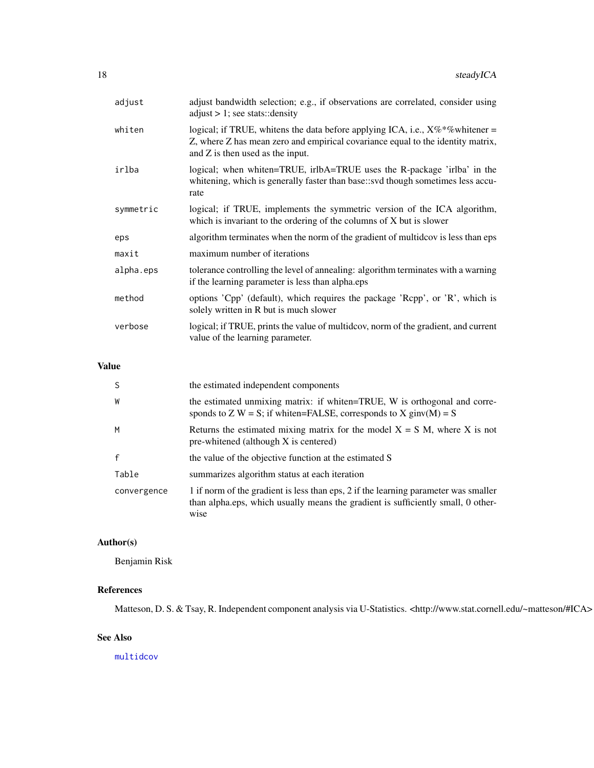| | |
|---|---|
| adjust | adjust bandwidth selection; e.g., if observations are correlated, consider using adjust > 1; see stats::density |
| whiten | logical; if TRUE, whitens the data before applying ICA, i.e., X%*%whitener = Z, where Z has mean zero and empirical covariance equal to the identity matrix, and Z is then used as the input. |
| irlba | logical; when whiten=TRUE, irlbA=TRUE uses the R-package 'irlba' in the whitening, which is generally faster than base::svd though sometimes less accurate |
| symmetric | logical; if TRUE, implements the symmetric version of the ICA algorithm, which is invariant to the ordering of the columns of X but is slower |
| eps | algorithm terminates when the norm of the gradient of multidcov is less than eps |
| maxit | maximum number of iterations |
| alpha.eps | tolerance controlling the level of annealing: algorithm terminates with a warning if the learning parameter is less than alpha.eps |
| method | options 'Cpp' (default), which requires the package 'Rcpp', or 'R', which is solely written in R but is much slower |
| verbose | logical; if TRUE, prints the value of multidcov, norm of the gradient, and current value of the learning parameter. |

## Value

| | |
|---|---|
| S | the estimated independent components |
| W | the estimated unmixing matrix: if whiten=TRUE, W is orthogonal and corresponds to Z W = S; if whiten=FALSE, corresponds to X ginv(M) = S |
| M | Returns the estimated mixing matrix for the model X = S M, where X is not pre-whitened (although X is centered) |
| f | the value of the objective function at the estimated S |
| Table | summarizes algorithm status at each iteration |
| convergence | 1 if norm of the gradient is less than eps, 2 if the learning parameter was smaller than alpha.eps, which usually means the gradient is sufficiently small, 0 otherwise |

## Author(s)

Benjamin Risk

## References

Matteson, D. S. & Tsay, R. Independent component analysis via U-Statistics. <http://www.stat.cornell.edu/~matteson/#ICA>

## See Also

multidcov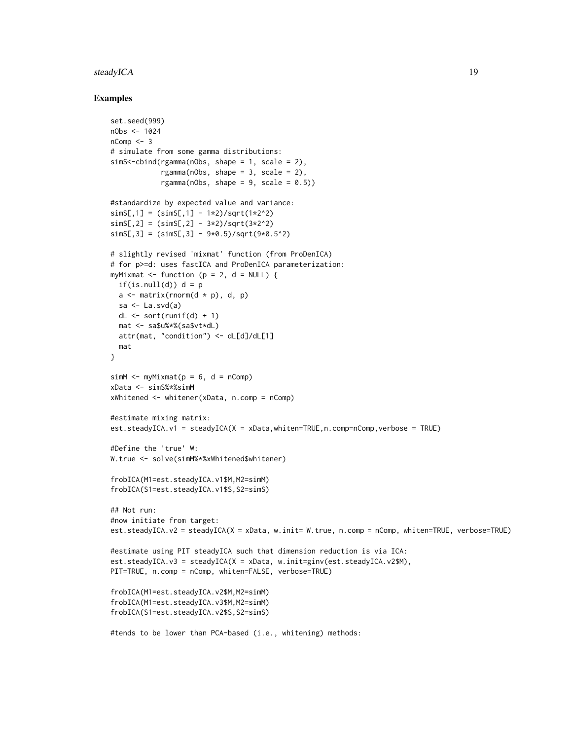## Examples

```
set.seed(999)
nObs <- 1024
nComp <- 3
# simulate from some gamma distributions:
simS<-cbind(rgamma(nObs, shape = 1, scale = 2),
            rgamma(nObs, shape = 3, scale = 2),
            rgamma(nObs, shape = 9, scale = 0.5))

#standardize by expected value and variance:
simS[,1] = (simS[,1] - 1*2)/sqrt(1*2^2)
simS[,2] = (simS[,2] - 3*2)/sqrt(3*2^2)
simS[,3] = (simS[,3] - 9*0.5)/sqrt(9*0.5^2)

# slightly revised 'mixmat' function (from ProDenICA)
# for p>=d: uses fastICA and ProDenICA parameterization:
myMixmat <- function (p = 2, d = NULL) {
  if(is.null(d)) d = p
  a <- matrix(rnorm(d * p), d, p)
  sa <- La.svd(a)
  dL <- sort(runif(d) + 1)
  mat <- sa$u%*%(sa$vt*dL)
  attr(mat, "condition") <- dL[d]/dL[1]
  mat
}

simM <- myMixmat(p = 6, d = nComp)
xData <- simS%*%simM
xWhitened <- whitener(xData, n.comp = nComp)

#estimate mixing matrix:
est.steadyICA.v1 = steadyICA(X = xData,whiten=TRUE,n.comp=nComp,verbose = TRUE)

#Define the 'true' W:
W.true <- solve(simM%*%xWhitened$whitener)

frobICA(M1=est.steadyICA.v1$M,M2=simM)
frobICA(S1=est.steadyICA.v1$S,S2=simS)

## Not run:
#now initiate from target:
est.steadyICA.v2 = steadyICA(X = xData, w.init= W.true, n.comp = nComp, whiten=TRUE, verbose=TRUE)

#estimate using PIT steadyICA such that dimension reduction is via ICA:
est.steadyICA.v3 = steadyICA(X = xData, w.init=ginv(est.steadyICA.v2$M),
PIT=TRUE, n.comp = nComp, whiten=FALSE, verbose=TRUE)

frobICA(M1=est.steadyICA.v2$M,M2=simM)
frobICA(M1=est.steadyICA.v3$M,M2=simM)
frobICA(S1=est.steadyICA.v2$S,S2=simS)

#tends to be lower than PCA-based (i.e., whitening) methods:
```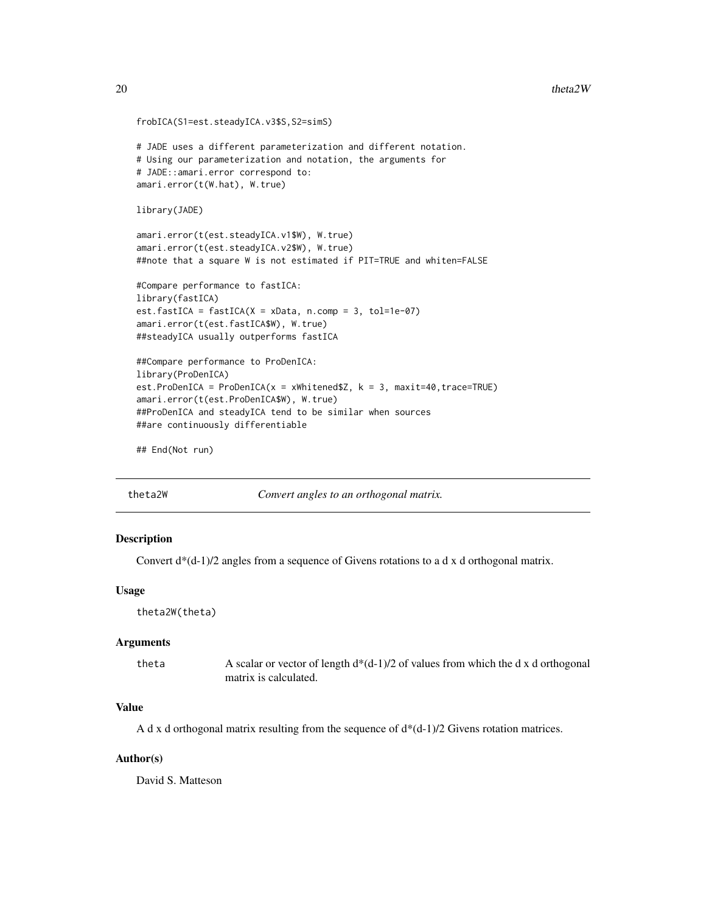```
frobICA(S1=est.steadyICA.v3$S,S2=simS)

# JADE uses a different parameterization and different notation.
# Using our parameterization and notation, the arguments for
# JADE::amari.error correspond to:
amari.error(t(W.hat), W.true)

library(JADE)

amari.error(t(est.steadyICA.v1$W), W.true)
amari.error(t(est.steadyICA.v2$W), W.true)
##note that a square W is not estimated if PIT=TRUE and whiten=FALSE

#Compare performance to fastICA:
library(fastICA)
est.fastICA = fastICA(X = xData, n.comp = 3, tol=1e-07)
amari.error(t(est.fastICA$W), W.true)
##steadyICA usually outperforms fastICA

##Compare performance to ProDenICA:
library(ProDenICA)
est.ProDenICA = ProDenICA(x = xWhitened$Z, k = 3, maxit=40,trace=TRUE)
amari.error(t(est.ProDenICA$W), W.true)
##ProDenICA and steadyICA tend to be similar when sources
##are continuously differentiable

## End(Not run)
```

## theta2W — *Convert angles to an orthogonal matrix.*

### Description

Convert d*(d-1)/2 angles from a sequence of Givens rotations to a d x d orthogonal matrix.

### Usage

```
theta2W(theta)
```

### Arguments

| | |
|---|---|
| `theta` | A scalar or vector of length d*(d-1)/2 of values from which the d x d orthogonal matrix is calculated. |

### Value

A d x d orthogonal matrix resulting from the sequence of d*(d-1)/2 Givens rotation matrices.

### Author(s)

David S. Matteson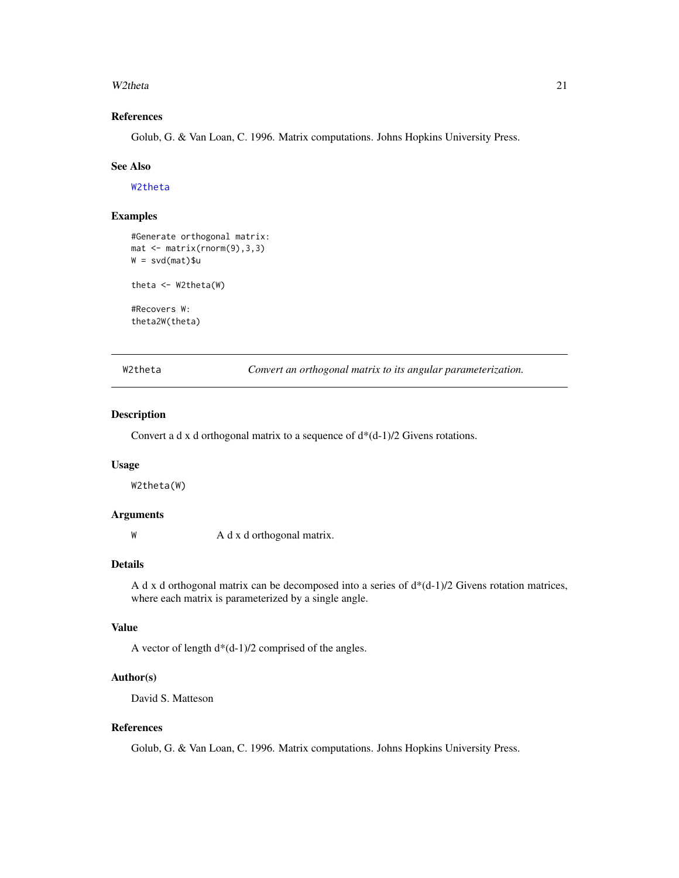### References

Golub, G. & Van Loan, C. 1996. Matrix computations. Johns Hopkins University Press.

### See Also

W2theta

### Examples

```
#Generate orthogonal matrix:
mat <- matrix(rnorm(9),3,3)
W = svd(mat)$u

theta <- W2theta(W)

#Recovers W:
theta2W(theta)
```

---

## W2theta — *Convert an orthogonal matrix to its angular parameterization.*

---

### Description

Convert a d x d orthogonal matrix to a sequence of d*(d-1)/2 Givens rotations.

### Usage

```
W2theta(W)
```

### Arguments

| | |
|---|---|
| W | A d x d orthogonal matrix. |

### Details

A d x d orthogonal matrix can be decomposed into a series of d*(d-1)/2 Givens rotation matrices, where each matrix is parameterized by a single angle.

### Value

A vector of length d*(d-1)/2 comprised of the angles.

### Author(s)

David S. Matteson

### References

Golub, G. & Van Loan, C. 1996. Matrix computations. Johns Hopkins University Press.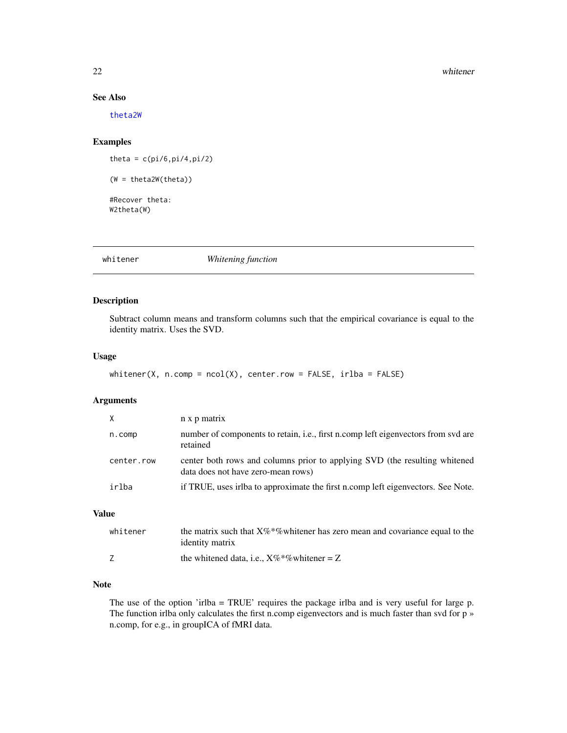## See Also

theta2W

## Examples

```
theta = c(pi/6,pi/4,pi/2)

(W = theta2W(theta))

#Recover theta:
W2theta(W)
```

---

# whitener *Whitening function*

## Description

Subtract column means and transform columns such that the empirical covariance is equal to the identity matrix. Uses the SVD.

## Usage

```
whitener(X, n.comp = ncol(X), center.row = FALSE, irlba = FALSE)
```

## Arguments

| | |
|---|---|
| X | n x p matrix |
| n.comp | number of components to retain, i.e., first n.comp left eigenvectors from svd are retained |
| center.row | center both rows and columns prior to applying SVD (the resulting whitened data does not have zero-mean rows) |
| irlba | if TRUE, uses irlba to approximate the first n.comp left eigenvectors. See Note. |

## Value

| | |
|---|---|
| whitener | the matrix such that X%*%whitener has zero mean and covariance equal to the identity matrix |
| Z | the whitened data, i.e., X%*%whitener = Z |

## Note

The use of the option 'irlba = TRUE' requires the package irlba and is very useful for large p. The function irlba only calculates the first n.comp eigenvectors and is much faster than svd for p » n.comp, for e.g., in groupICA of fMRI data.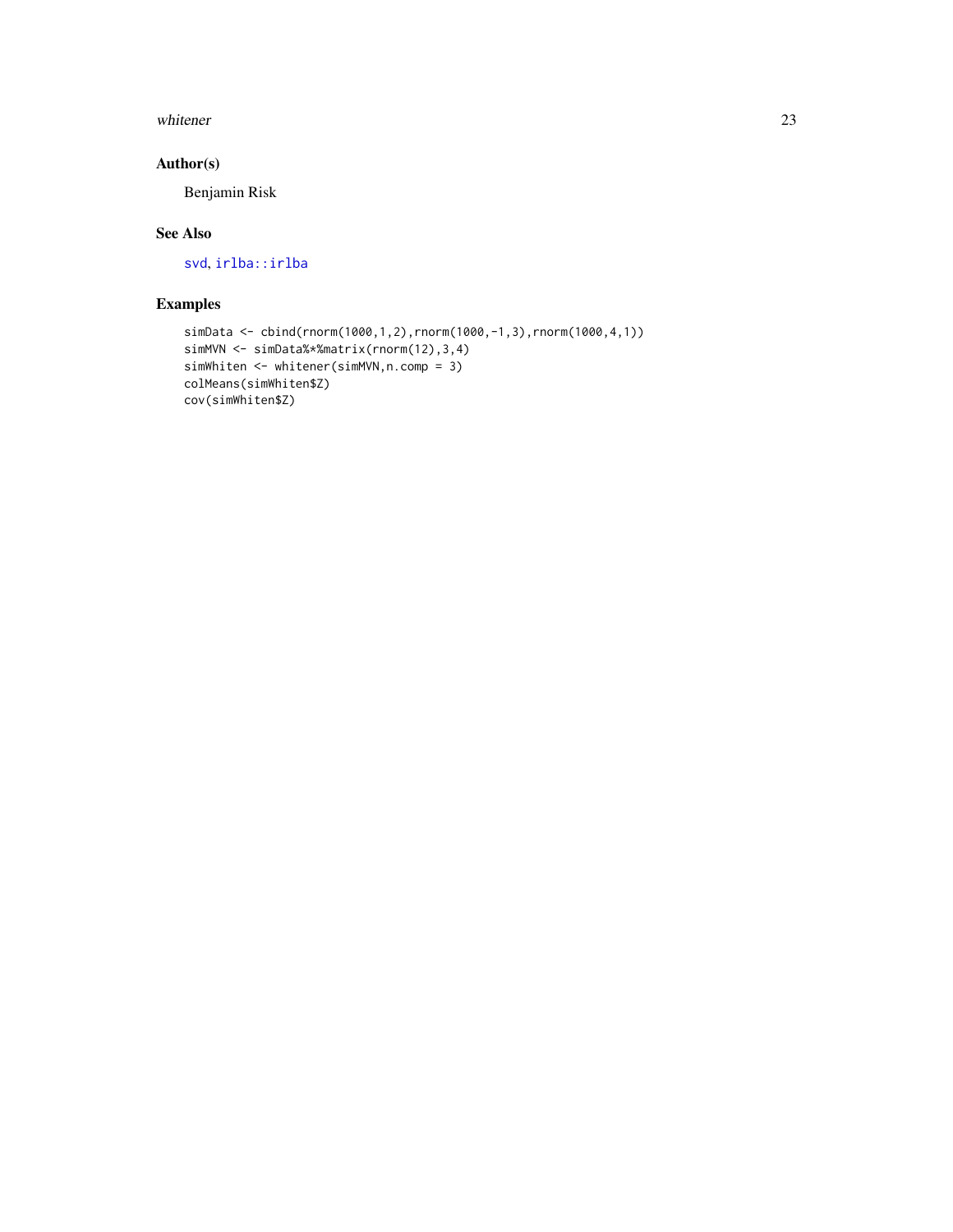### Author(s)

Benjamin Risk

### See Also

svd, irlba::irlba

### Examples

```
simData <- cbind(rnorm(1000,1,2),rnorm(1000,-1,3),rnorm(1000,4,1))
simMVN <- simData%*%matrix(rnorm(12),3,4)
simWhiten <- whitener(simMVN,n.comp = 3)
colMeans(simWhiten$Z)
cov(simWhiten$Z)
```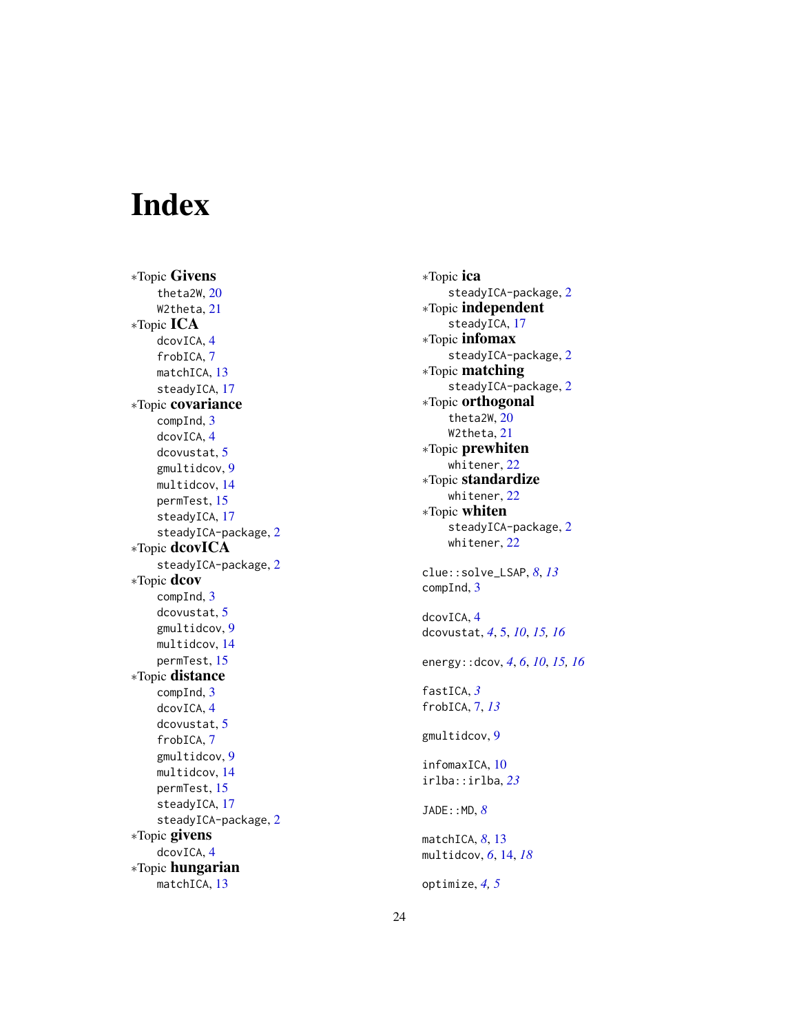# Index

*Topic **Givens**
- theta2W, 20
- W2theta, 21

*Topic **ICA**
- dcovICA, 4
- frobICA, 7
- matchICA, 13
- steadyICA, 17

*Topic **covariance**
- compInd, 3
- dcovICA, 4
- dcovustat, 5
- gmultidcov, 9
- multidcov, 14
- permTest, 15
- steadyICA, 17
- steadyICA-package, 2

*Topic **dcovICA**
- steadyICA-package, 2

*Topic **dcov**
- compInd, 3
- dcovustat, 5
- gmultidcov, 9
- multidcov, 14
- permTest, 15

*Topic **distance**
- compInd, 3
- dcovICA, 4
- dcovustat, 5
- frobICA, 7
- gmultidcov, 9
- multidcov, 14
- permTest, 15
- steadyICA, 17
- steadyICA-package, 2

*Topic **givens**
- dcovICA, 4

*Topic **hungarian**
- matchICA, 13

*Topic **ica**
- steadyICA-package, 2

*Topic **independent**
- steadyICA, 17

*Topic **infomax**
- steadyICA-package, 2

*Topic **matching**
- steadyICA-package, 2

*Topic **orthogonal**
- theta2W, 20
- W2theta, 21

*Topic **prewhiten**
- whitener, 22

*Topic **standardize**
- whitener, 22

*Topic **whiten**
- steadyICA-package, 2
- whitener, 22

clue::solve_LSAP, *8*, *13*
compInd, 3

dcovICA, 4
dcovustat, *4*, 5, *10*, *15*, *16*

energy::dcov, *4*, *6*, *10*, *15*, *16*

fastICA, *3*
frobICA, 7, *13*

gmultidcov, 9

infomaxICA, 10
irlba::irlba, *23*

JADE::MD, *8*

matchICA, *8*, 13
multidcov, *6*, 14, *18*

optimize, *4*, *5*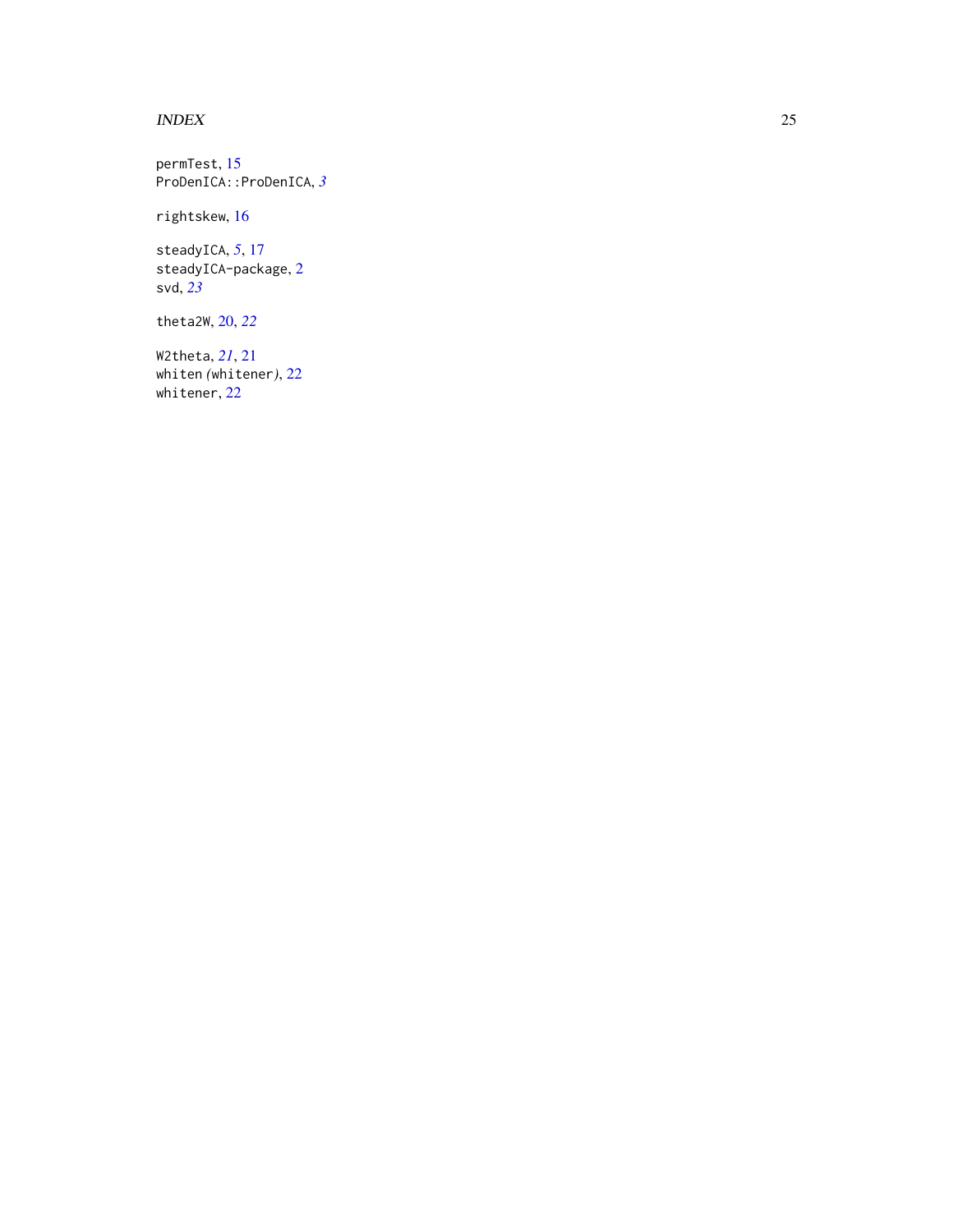permTest, 15
ProDenICA::ProDenICA, *3*

rightskew, 16

steadyICA, *5*, 17
steadyICA-package, 2
svd, *23*

theta2W, 20, *22*

W2theta, *21*, 21
whiten *(*whitener*)*, 22
whitener, 22